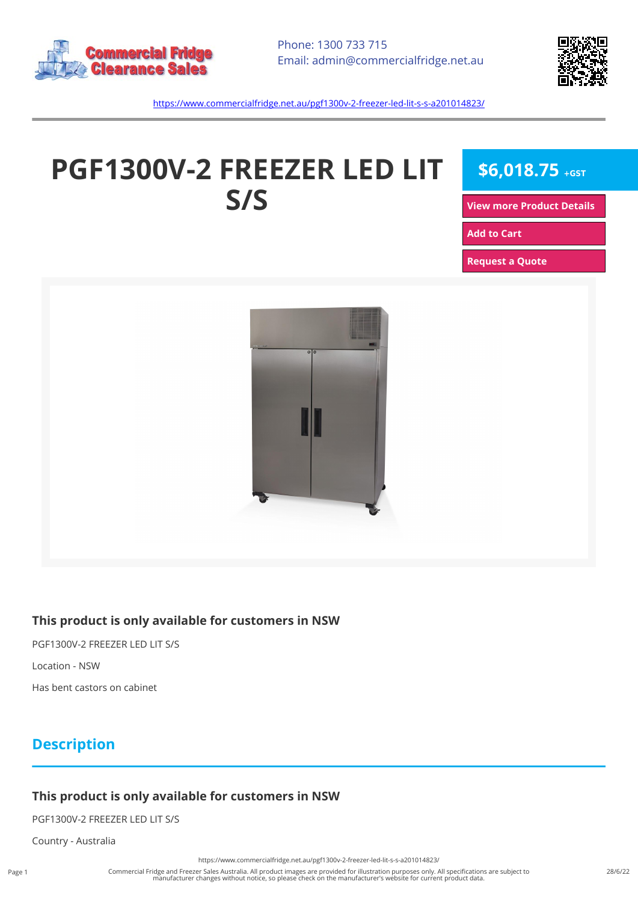Phone: 1300 733 715
Email: admin@commercialfridge.net.au

https://www.commercialfridge.net.au/pgf1300v-2-freezer-led-lit-s-s-a201014823/

# PGF1300V-2 FREEZER LED LIT S/S

**$6,018.75** +GST

View more Product Details

Add to Cart

Request a Quote

### This product is only available for customers in NSW

PGF1300V-2 FREEZER LED LIT S/S

Location - NSW

Has bent castors on cabinet

## Description

### This product is only available for customers in NSW

PGF1300V-2 FREEZER LED LIT S/S

Country - Australia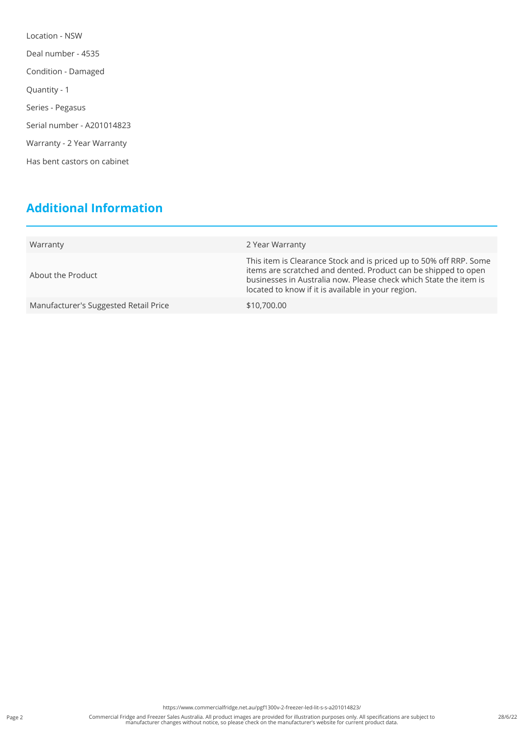Location - NSW

Deal number - 4535

Condition - Damaged

Quantity - 1

Series - Pegasus

Serial number - A201014823

Warranty - 2 Year Warranty

Has bent castors on cabinet

## Additional Information

| | |
|---|---|
| Warranty | 2 Year Warranty |
| About the Product | This item is Clearance Stock and is priced up to 50% off RRP. Some items are scratched and dented. Product can be shipped to open businesses in Australia now. Please check which State the item is located to know if it is available in your region. |
| Manufacturer's Suggested Retail Price | $10,700.00 |